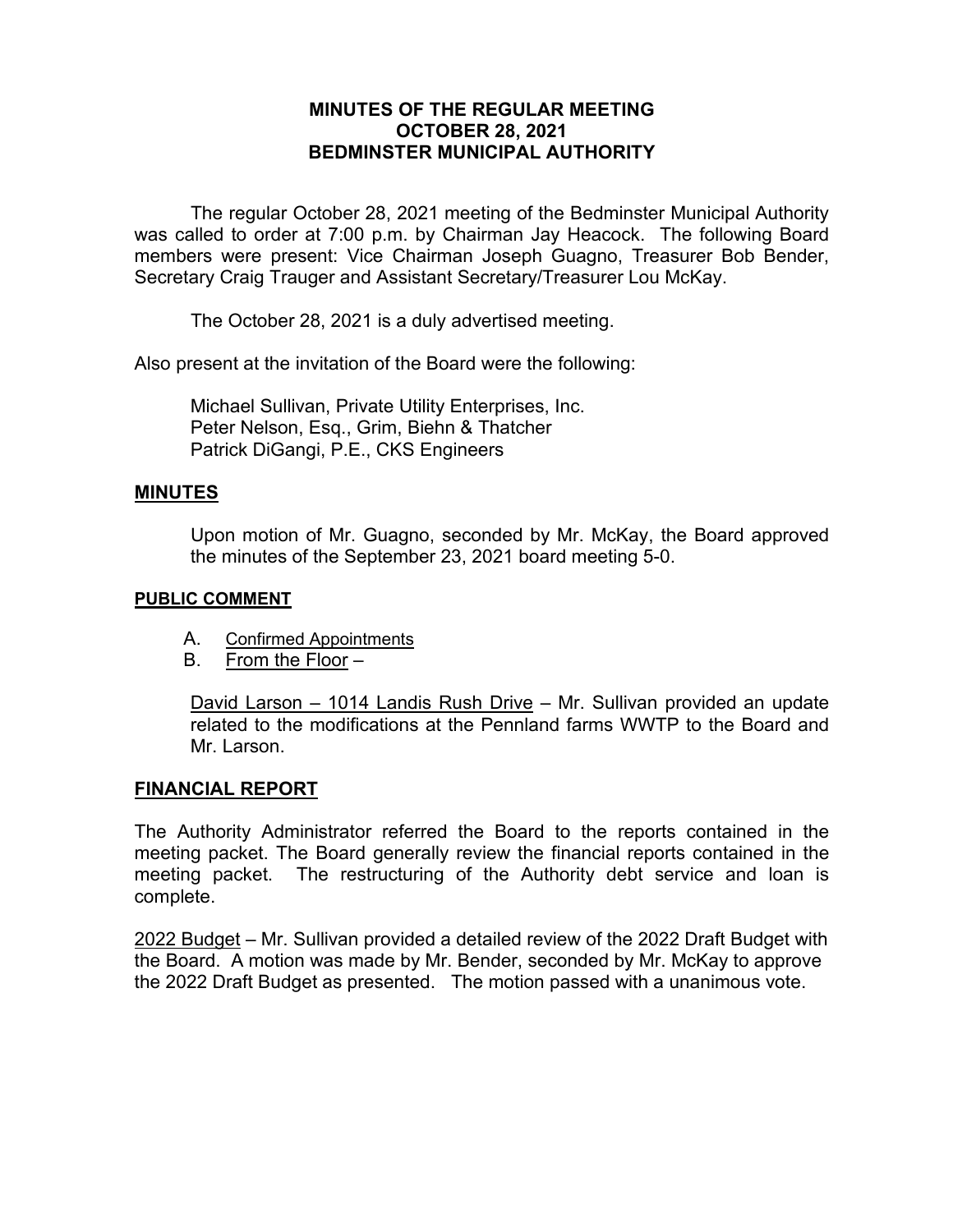# MINUTES OF THE REGULAR MEETING
# OCTOBER 28, 2021
# BEDMINSTER MUNICIPAL AUTHORITY

The regular October 28, 2021 meeting of the Bedminster Municipal Authority was called to order at 7:00 p.m. by Chairman Jay Heacock. The following Board members were present: Vice Chairman Joseph Guagno, Treasurer Bob Bender, Secretary Craig Trauger and Assistant Secretary/Treasurer Lou McKay.

The October 28, 2021 is a duly advertised meeting.

Also present at the invitation of the Board were the following:

Michael Sullivan, Private Utility Enterprises, Inc.
Peter Nelson, Esq., Grim, Biehn & Thatcher
Patrick DiGangi, P.E., CKS Engineers

## MINUTES

Upon motion of Mr. Guagno, seconded by Mr. McKay, the Board approved the minutes of the September 23, 2021 board meeting 5-0.

## PUBLIC COMMENT

A. Confirmed Appointments
B. From the Floor –

David Larson – 1014 Landis Rush Drive – Mr. Sullivan provided an update related to the modifications at the Pennland farms WWTP to the Board and Mr. Larson.

## FINANCIAL REPORT

The Authority Administrator referred the Board to the reports contained in the meeting packet. The Board generally review the financial reports contained in the meeting packet. The restructuring of the Authority debt service and loan is complete.

2022 Budget – Mr. Sullivan provided a detailed review of the 2022 Draft Budget with the Board. A motion was made by Mr. Bender, seconded by Mr. McKay to approve the 2022 Draft Budget as presented. The motion passed with a unanimous vote.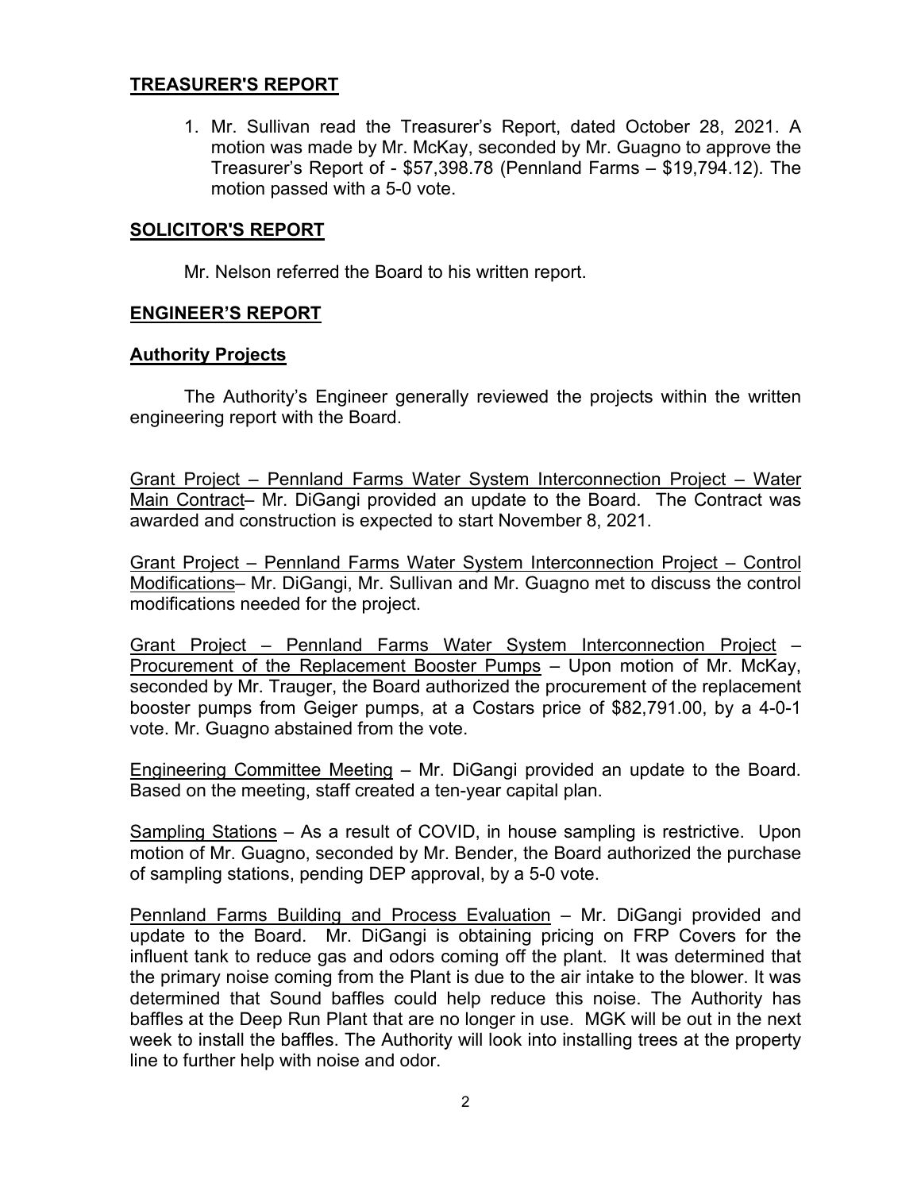## TREASURER'S REPORT

1. Mr. Sullivan read the Treasurer's Report, dated October 28, 2021. A motion was made by Mr. McKay, seconded by Mr. Guagno to approve the Treasurer's Report of - $57,398.78 (Pennland Farms – $19,794.12). The motion passed with a 5-0 vote.

## SOLICITOR'S REPORT

Mr. Nelson referred the Board to his written report.

## ENGINEER'S REPORT

## Authority Projects

The Authority's Engineer generally reviewed the projects within the written engineering report with the Board.

Grant Project – Pennland Farms Water System Interconnection Project – Water Main Contract– Mr. DiGangi provided an update to the Board. The Contract was awarded and construction is expected to start November 8, 2021.

Grant Project – Pennland Farms Water System Interconnection Project – Control Modifications– Mr. DiGangi, Mr. Sullivan and Mr. Guagno met to discuss the control modifications needed for the project.

Grant Project – Pennland Farms Water System Interconnection Project – Procurement of the Replacement Booster Pumps – Upon motion of Mr. McKay, seconded by Mr. Trauger, the Board authorized the procurement of the replacement booster pumps from Geiger pumps, at a Costars price of $82,791.00, by a 4-0-1 vote. Mr. Guagno abstained from the vote.

Engineering Committee Meeting – Mr. DiGangi provided an update to the Board. Based on the meeting, staff created a ten-year capital plan.

Sampling Stations – As a result of COVID, in house sampling is restrictive. Upon motion of Mr. Guagno, seconded by Mr. Bender, the Board authorized the purchase of sampling stations, pending DEP approval, by a 5-0 vote.

Pennland Farms Building and Process Evaluation – Mr. DiGangi provided and update to the Board. Mr. DiGangi is obtaining pricing on FRP Covers for the influent tank to reduce gas and odors coming off the plant. It was determined that the primary noise coming from the Plant is due to the air intake to the blower. It was determined that Sound baffles could help reduce this noise. The Authority has baffles at the Deep Run Plant that are no longer in use. MGK will be out in the next week to install the baffles. The Authority will look into installing trees at the property line to further help with noise and odor.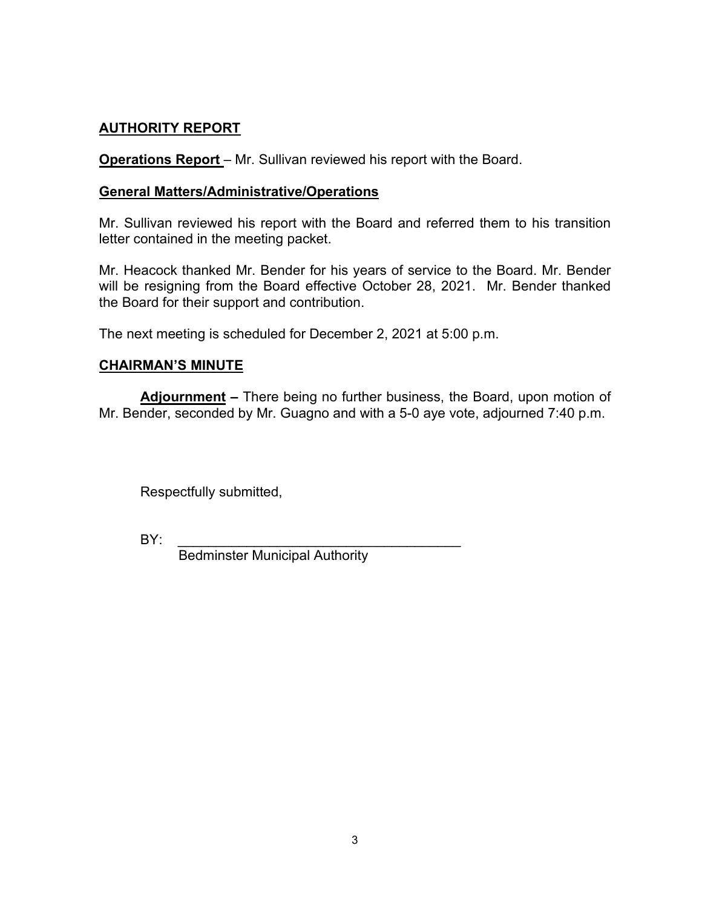## AUTHORITY REPORT

**Operations Report** – Mr. Sullivan reviewed his report with the Board.

### General Matters/Administrative/Operations

Mr. Sullivan reviewed his report with the Board and referred them to his transition letter contained in the meeting packet.

Mr. Heacock thanked Mr. Bender for his years of service to the Board. Mr. Bender will be resigning from the Board effective October 28, 2021. Mr. Bender thanked the Board for their support and contribution.

The next meeting is scheduled for December 2, 2021 at 5:00 p.m.

## CHAIRMAN'S MINUTE

**Adjournment –** There being no further business, the Board, upon motion of Mr. Bender, seconded by Mr. Guagno and with a 5-0 aye vote, adjourned 7:40 p.m.

Respectfully submitted,

BY: \_\_\_\_\_\_\_\_\_\_\_\_\_\_\_\_\_\_\_\_\_\_\_\_\_\_\_\_\_\_\_\_\_\_\_\_\_\_

Bedminster Municipal Authority